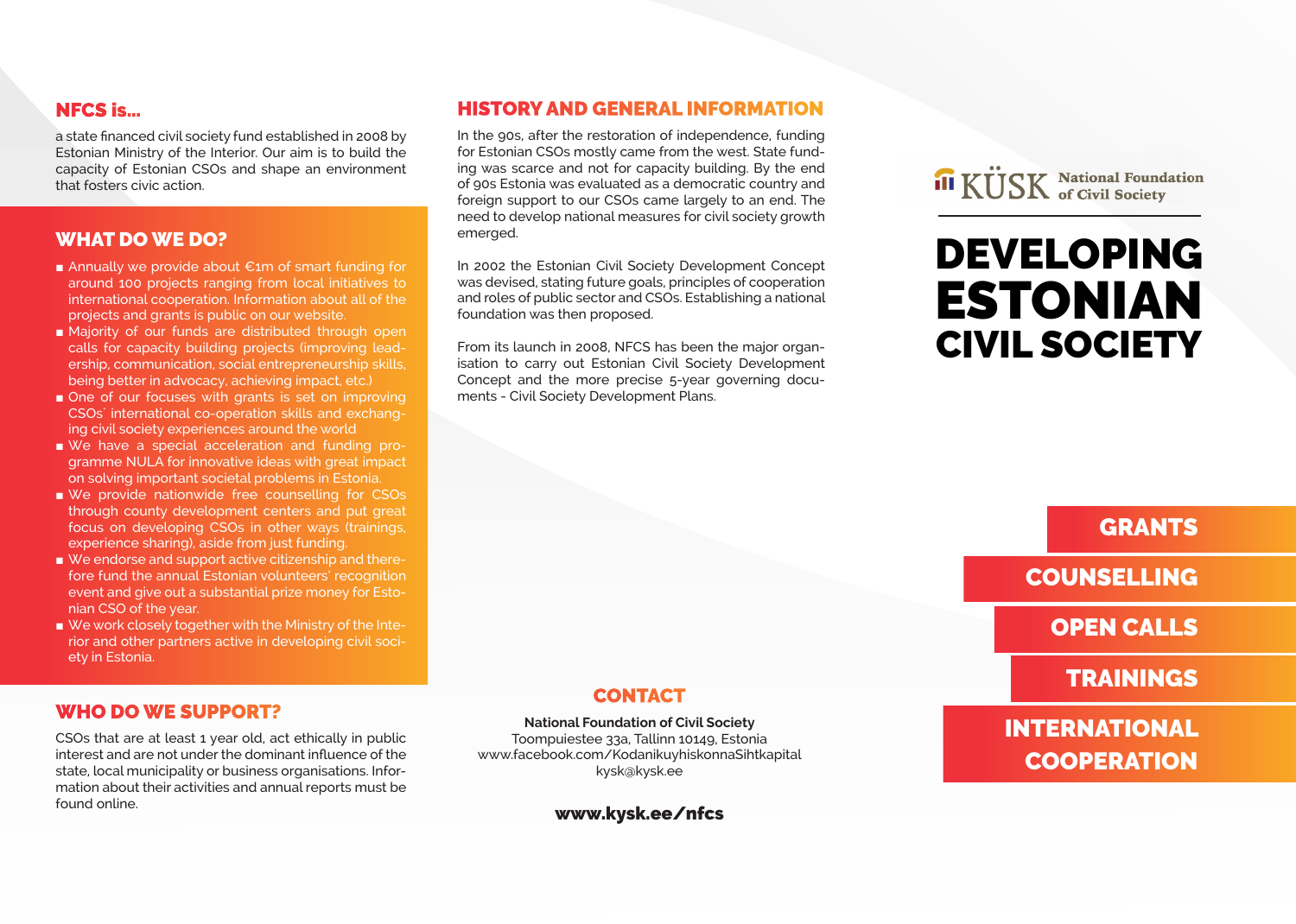## NFCS is...

a state financed civil society fund established in 2008 by Estonian Ministry of the Interior. Our aim is to build the capacity of Estonian CSOs and shape an environment that fosters civic action.

## WHAT DO WE DO?

- Annually we provide about €1m of smart funding for around 100 projects ranging from local initiatives to international cooperation. Information about all of the projects and grants is public on our website.
- Majority of our funds are distributed through open calls for capacity building projects (improving leadership, communication, social entrepreneurship skills, being better in advocacy, achieving impact, etc.)
- One of our focuses with grants is set on improving CSOs´ international co-operation skills and exchanging civil society experiences around the world
- We have a special acceleration and funding programme NULA for innovative ideas with great impact on solving important societal problems in Estonia.
- We provide nationwide free counselling for CSOs through county development centers and put great focus on developing CSOs in other ways (trainings, experience sharing), aside from just funding.
- We endorse and support active citizenship and therefore fund the annual Estonian volunteers' recognition event and give out a substantial prize money for Estonian CSO of the year.
- We work closely together with the Ministry of the Interior and other partners active in developing civil society in Estonia.

## WHO DO WE SUPPORT?

CSOs that are at least 1 year old, act ethically in public interest and are not under the dominant influence of the state, local municipality or business organisations. Information about their activities and annual reports must be found online.

## HISTORY AND GENERAL INFORMATION

In the 90s, after the restoration of independence, funding for Estonian CSOs mostly came from the west. State funding was scarce and not for capacity building. By the end of 90s Estonia was evaluated as a democratic country and foreign support to our CSOs came largely to an end. The need to develop national measures for civil society growth emerged.

In 2002 the Estonian Civil Society Development Concept was devised, stating future goals, principles of cooperation and roles of public sector and CSOs. Establishing a national foundation was then proposed.

From its launch in 2008, NFCS has been the major organisation to carry out Estonian Civil Society Development Concept and the more precise 5-year governing documents - Civil Society Development Plans.

## CONTACT

**National Foundation of Civil Society**
Toompuiestee 33a, Tallinn 10149, Estonia
www.facebook.com/KodanikuyhiskonnaSihtkapital
kysk@kysk.ee

**www.kysk.ee/nfcs**

KÜSK National Foundation of Civil Society

# DEVELOPING ESTONIAN CIVIL SOCIETY

- GRANTS
- COUNSELLING
- OPEN CALLS
- TRAININGS
- INTERNATIONAL COOPERATION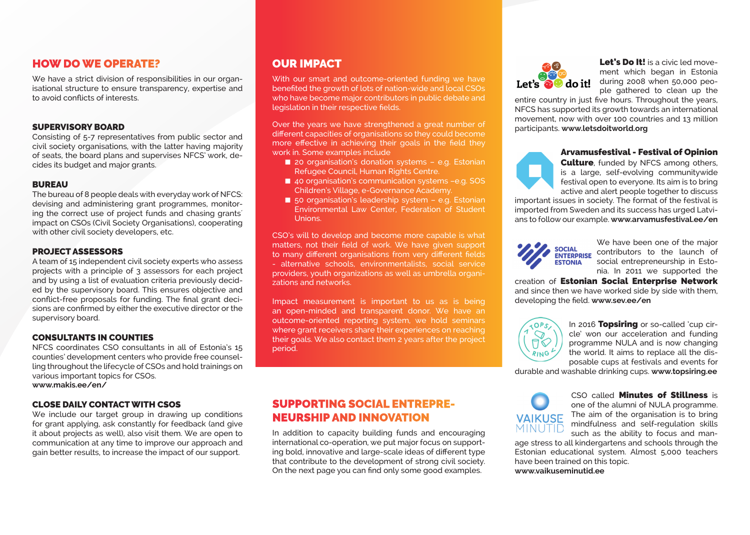## HOW DO WE OPERATE?

We have a strict division of responsibilities in our organisational structure to ensure transparency, expertise and to avoid conflicts of interests.

### SUPERVISORY BOARD

Consisting of 5-7 representatives from public sector and civil society organisations, with the latter having majority of seats, the board plans and supervises NFCS' work, decides its budget and major grants.

### BUREAU

The bureau of 8 people deals with everyday work of NFCS: devising and administering grant programmes, monitoring the correct use of project funds and chasing grants' impact on CSOs (Civil Society Organisations), cooperating with other civil society developers, etc.

### PROJECT ASSESSORS

A team of 15 independent civil society experts who assess projects with a principle of 3 assessors for each project and by using a list of evaluation criteria previously decided by the supervisory board. This ensures objective and conflict-free proposals for funding. The final grant decisions are confirmed by either the executive director or the supervisory board.

### CONSULTANTS IN COUNTIES

NFCS coordinates CSO consultants in all of Estonia's 15 counties' development centers who provide free counselling throughout the lifecycle of CSOs and hold trainings on various important topics for CSOs.
**www.makis.ee/en/**

### CLOSE DAILY CONTACT WITH CSOS

We include our target group in drawing up conditions for grant applying, ask constantly for feedback (and give it about projects as well), also visit them. We are open to communication at any time to improve our approach and gain better results, to increase the impact of our support.

## OUR IMPACT

With our smart and outcome-oriented funding we have benefited the growth of lots of nation-wide and local CSOs who have become major contributors in public debate and legislation in their respective fields.

Over the years we have strengthened a great number of different capacities of organisations so they could become more effective in achieving their goals in the field they work in. Some examples include

- 20 organisation's donation systems – e.g. Estonian Refugee Council, Human Rights Centre.
- 40 organisation's communication systems –e.g. SOS Children's Village, e-Governance Academy.
- 50 organisation's leadership system – e.g. Estonian Environmental Law Center, Federation of Student Unions.

CSO's will to develop and become more capable is what matters, not their field of work. We have given support to many different organisations from very different fields - alternative schools, environmentalists, social service providers, youth organizations as well as umbrella organizations and networks.

Impact measurement is important to us as is being an open-minded and transparent donor. We have an outcome-oriented reporting system, we hold seminars where grant receivers share their experiences on reaching their goals. We also contact them 2 years after the project period.

## SUPPORTING SOCIAL ENTREPRENEURSHIP AND INNOVATION

In addition to capacity building funds and encouraging international co-operation, we put major focus on supporting bold, innovative and large-scale ideas of different type that contribute to the development of strong civil society. On the next page you can find only some good examples.

**Let's Do It!** is a civic led movement which began in Estonia during 2008 when 50,000 people gathered to clean up the entire country in just five hours. Throughout the years, NFCS has supported its growth towards an international movement, now with over 100 countries and 13 million participants. **www.letsdoitworld.org**

**Arvamusfestival - Festival of Opinion Culture**, funded by NFCS among others, is a large, self-evolving communitywide festival open to everyone. Its aim is to bring active and alert people together to discuss important issues in society. The format of the festival is imported from Sweden and its success has urged Latvians to follow our example. **www.arvamusfestival.ee/en**

We have been one of the major contributors to the launch of social entrepreneurship in Estonia. In 2011 we supported the creation of **Estonian Social Enterprise Network** and since then we have worked side by side with them, developing the field. **www.sev.ee/en**

In 2016 **Topsiring** or so-called 'cup circle' won our acceleration and funding programme NULA and is now changing the world. It aims to replace all the disposable cups at festivals and events for durable and washable drinking cups. **www.topsiring.ee**

CSO called **Minutes of Stillness** is one of the alumni of NULA programme. The aim of the organisation is to bring mindfulness and self-regulation skills such as the ability to focus and manage stress to all kindergartens and schools through the Estonian educational system. Almost 5,000 teachers have been trained on this topic.
**www.vaikuseminutid.ee**